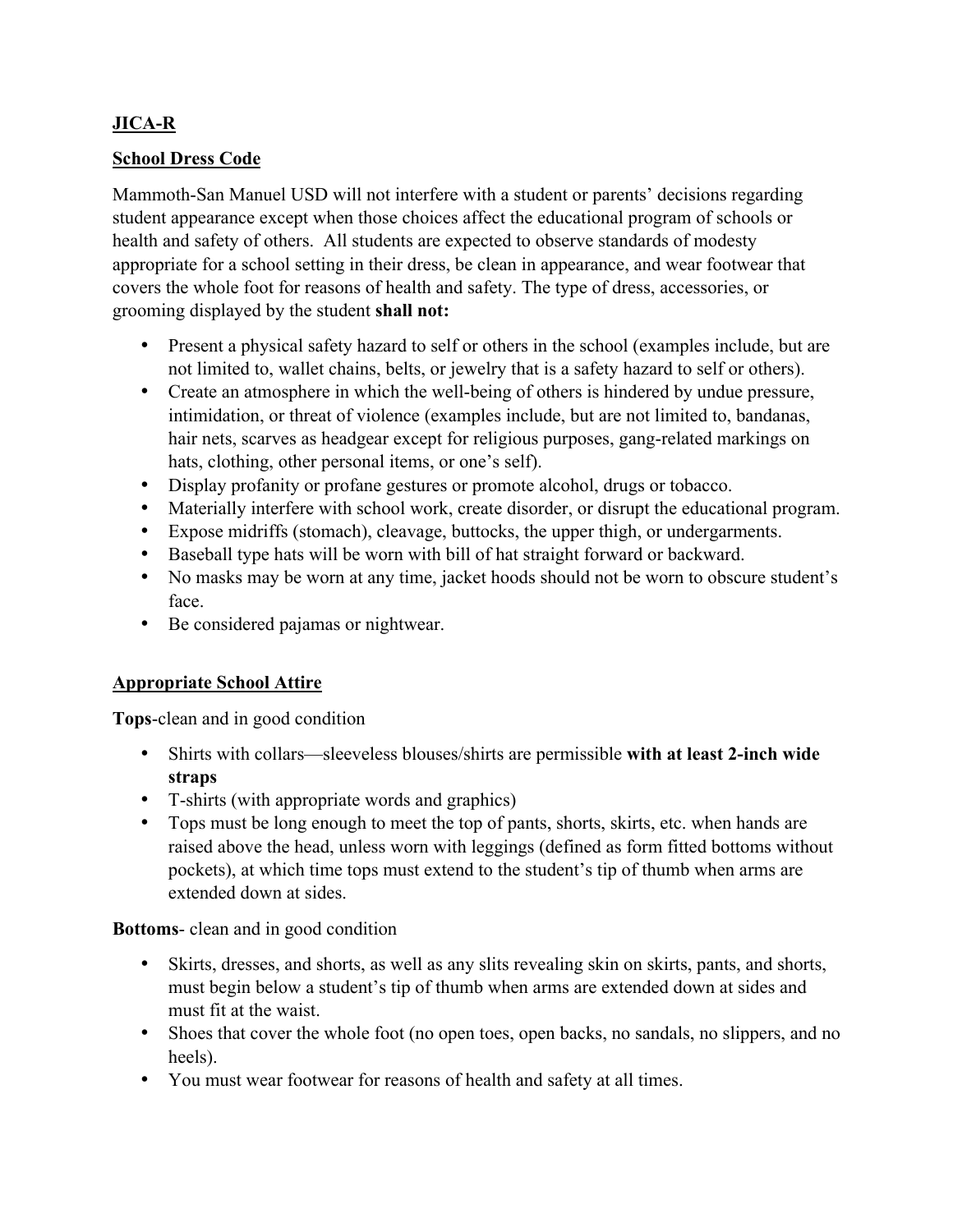**JICA-R**

**School Dress Code**

Mammoth-San Manuel USD will not interfere with a student or parents' decisions regarding student appearance except when those choices affect the educational program of schools or health and safety of others. All students are expected to observe standards of modesty appropriate for a school setting in their dress, be clean in appearance, and wear footwear that covers the whole foot for reasons of health and safety. The type of dress, accessories, or grooming displayed by the student **shall not:**

- Present a physical safety hazard to self or others in the school (examples include, but are not limited to, wallet chains, belts, or jewelry that is a safety hazard to self or others).
- Create an atmosphere in which the well-being of others is hindered by undue pressure, intimidation, or threat of violence (examples include, but are not limited to, bandanas, hair nets, scarves as headgear except for religious purposes, gang-related markings on hats, clothing, other personal items, or one's self).
- Display profanity or profane gestures or promote alcohol, drugs or tobacco.
- Materially interfere with school work, create disorder, or disrupt the educational program.
- Expose midriffs (stomach), cleavage, buttocks, the upper thigh, or undergarments.
- Baseball type hats will be worn with bill of hat straight forward or backward.
- No masks may be worn at any time, jacket hoods should not be worn to obscure student's face.
- Be considered pajamas or nightwear.

**Appropriate School Attire**

**Tops**-clean and in good condition

- Shirts with collars—sleeveless blouses/shirts are permissible **with at least 2-inch wide straps**
- T-shirts (with appropriate words and graphics)
- Tops must be long enough to meet the top of pants, shorts, skirts, etc. when hands are raised above the head, unless worn with leggings (defined as form fitted bottoms without pockets), at which time tops must extend to the student's tip of thumb when arms are extended down at sides.

**Bottoms**- clean and in good condition

- Skirts, dresses, and shorts, as well as any slits revealing skin on skirts, pants, and shorts, must begin below a student's tip of thumb when arms are extended down at sides and must fit at the waist.
- Shoes that cover the whole foot (no open toes, open backs, no sandals, no slippers, and no heels).
- You must wear footwear for reasons of health and safety at all times.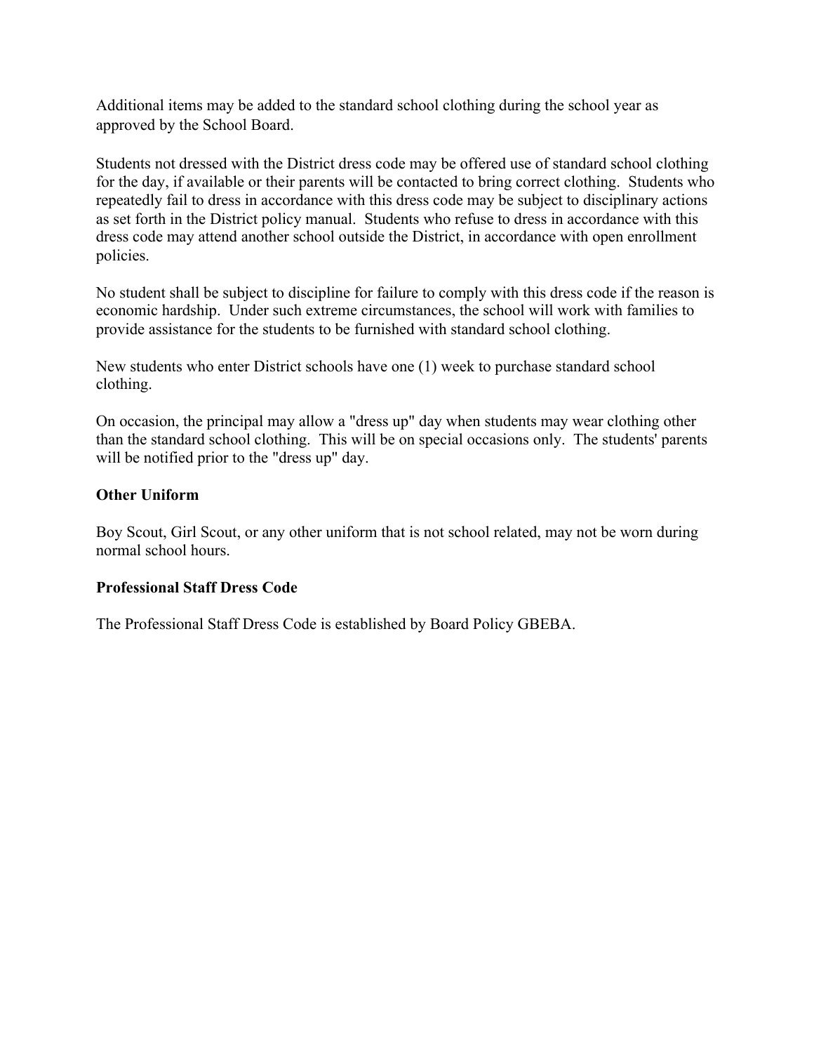Additional items may be added to the standard school clothing during the school year as approved by the School Board.

Students not dressed with the District dress code may be offered use of standard school clothing for the day, if available or their parents will be contacted to bring correct clothing. Students who repeatedly fail to dress in accordance with this dress code may be subject to disciplinary actions as set forth in the District policy manual. Students who refuse to dress in accordance with this dress code may attend another school outside the District, in accordance with open enrollment policies.

No student shall be subject to discipline for failure to comply with this dress code if the reason is economic hardship. Under such extreme circumstances, the school will work with families to provide assistance for the students to be furnished with standard school clothing.

New students who enter District schools have one (1) week to purchase standard school clothing.

On occasion, the principal may allow a "dress up" day when students may wear clothing other than the standard school clothing. This will be on special occasions only. The students' parents will be notified prior to the "dress up" day.

**Other Uniform**

Boy Scout, Girl Scout, or any other uniform that is not school related, may not be worn during normal school hours.

**Professional Staff Dress Code**

The Professional Staff Dress Code is established by Board Policy GBEBA.